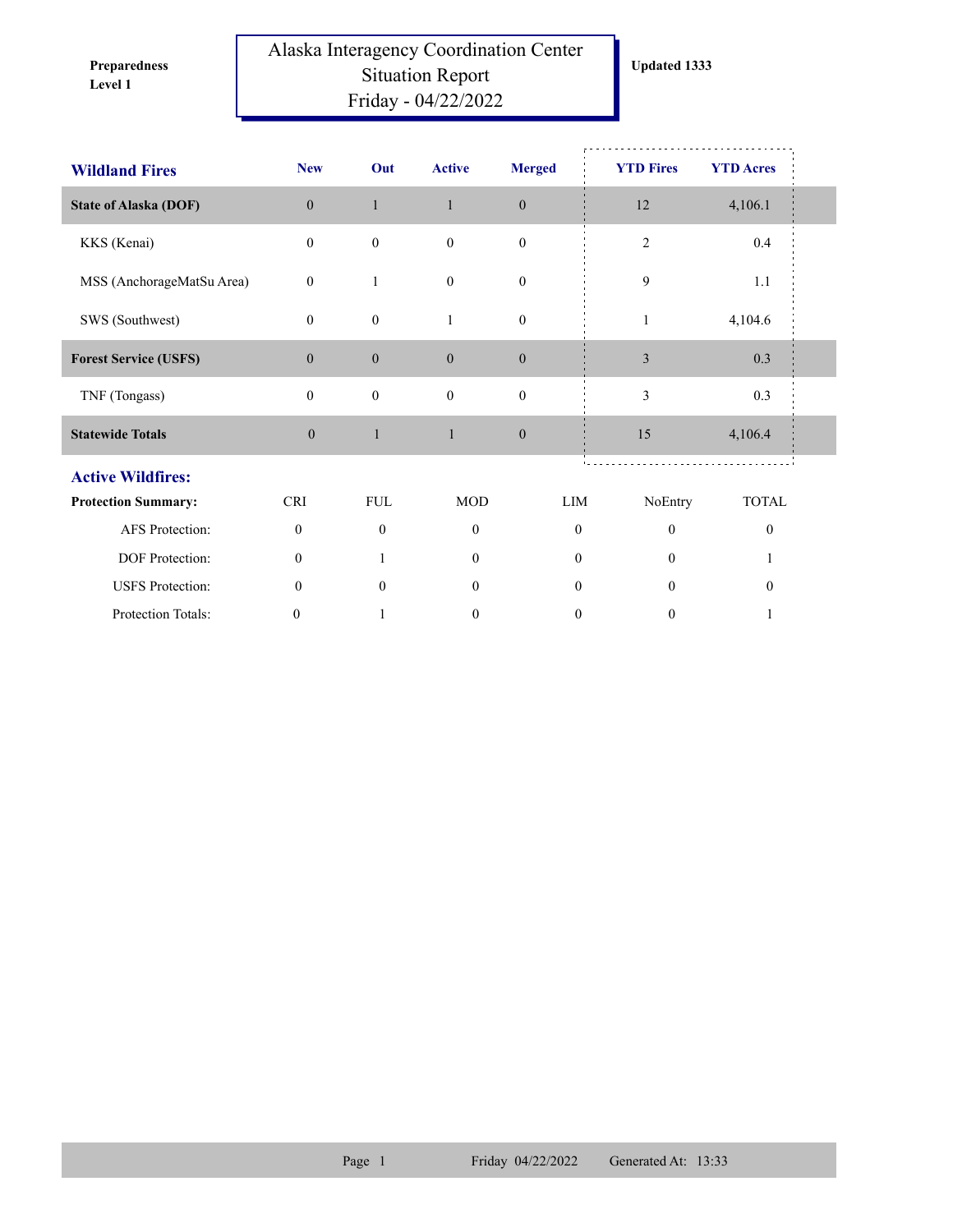**Preparedness Level 1**

# Alaska Interagency Coordination Center Situation Report Friday - 04/22/2022

**Updated 1333**

## Wildland Fires

| | New | Out | Active | Merged | YTD Fires | YTD Acres |
|---|---|---|---|---|---|---|
| **State of Alaska (DOF)** | 0 | 1 | 1 | 0 | 12 | 4,106.1 |
| KKS (Kenai) | 0 | 0 | 0 | 0 | 2 | 0.4 |
| MSS (AnchorageMatSu Area) | 0 | 1 | 0 | 0 | 9 | 1.1 |
| SWS (Southwest) | 0 | 0 | 1 | 0 | 1 | 4,104.6 |
| **Forest Service (USFS)** | 0 | 0 | 0 | 0 | 3 | 0.3 |
| TNF (Tongass) | 0 | 0 | 0 | 0 | 3 | 0.3 |
| **Statewide Totals** | 0 | 1 | 1 | 0 | 15 | 4,106.4 |

## Active Wildfires:

| **Protection Summary:** | CRI | FUL | MOD | LIM | NoEntry | TOTAL |
|---|---|---|---|---|---|---|
| AFS Protection: | 0 | 0 | 0 | 0 | 0 | 0 |
| DOF Protection: | 0 | 1 | 0 | 0 | 0 | 1 |
| USFS Protection: | 0 | 0 | 0 | 0 | 0 | 0 |
| Protection Totals: | 0 | 1 | 0 | 0 | 0 | 1 |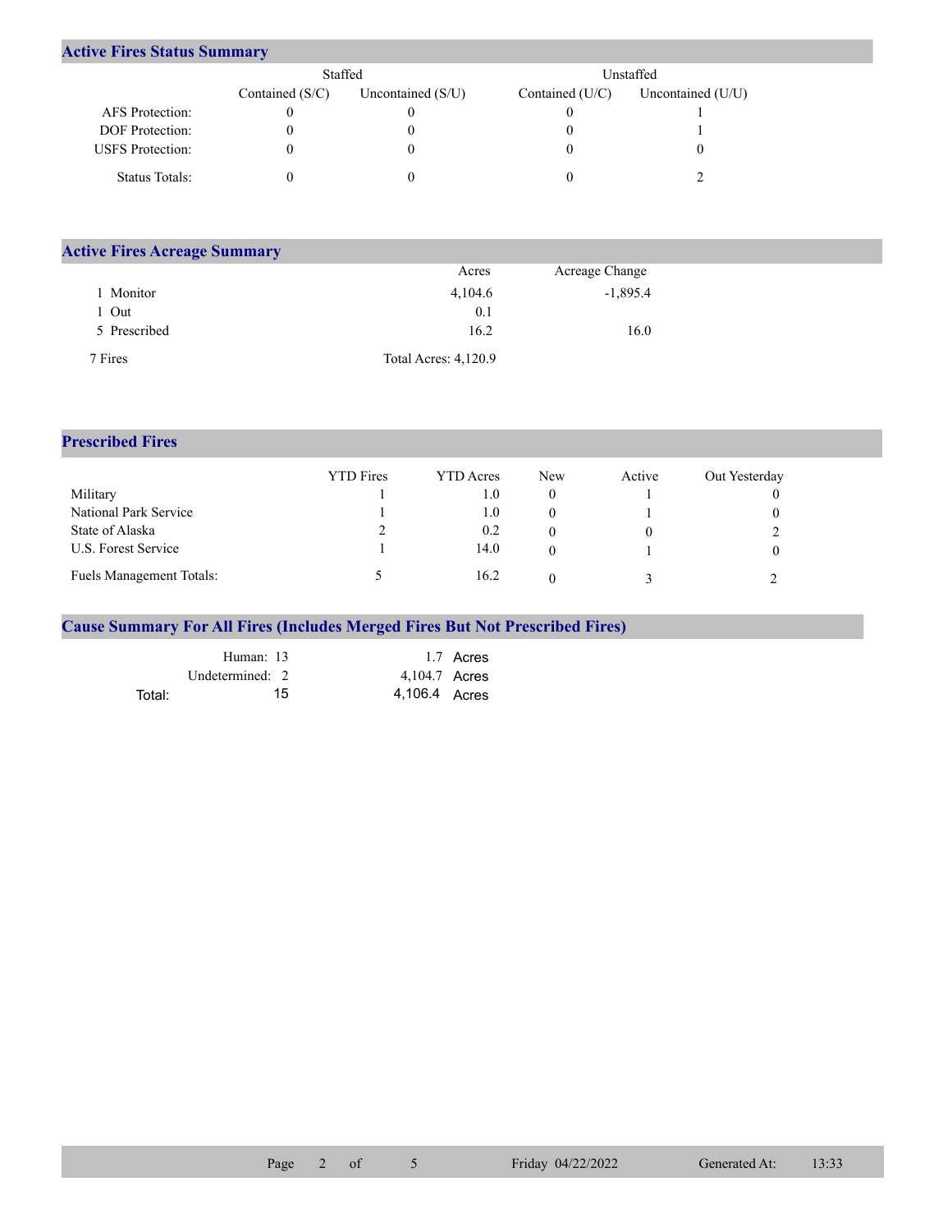## Active Fires Status Summary

| | Staffed | | Unstaffed | |
|---|---|---|---|---|
| | Contained (S/C) | Uncontained (S/U) | Contained (U/C) | Uncontained (U/U) |
| AFS Protection: | 0 | 0 | 0 | 1 |
| DOF Protection: | 0 | 0 | 0 | 1 |
| USFS Protection: | 0 | 0 | 0 | 0 |
| Status Totals: | 0 | 0 | 0 | 2 |

## Active Fires Acreage Summary

| | Acres | Acreage Change |
|---|---|---|
| 1 Monitor | 4,104.6 | -1,895.4 |
| 1 Out | 0.1 | |
| 5 Prescribed | 16.2 | 16.0 |
| 7 Fires | Total Acres: 4,120.9 | |

## Prescribed Fires

| | YTD Fires | YTD Acres | New | Active | Out Yesterday |
|---|---|---|---|---|---|
| Military | 1 | 1.0 | 0 | 1 | 0 |
| National Park Service | 1 | 1.0 | 0 | 1 | 0 |
| State of Alaska | 2 | 0.2 | 0 | 0 | 2 |
| U.S. Forest Service | 1 | 14.0 | 0 | 1 | 0 |
| Fuels Management Totals: | 5 | 16.2 | 0 | 3 | 2 |

## Cause Summary For All Fires (Includes Merged Fires But Not Prescribed Fires)

| | | |
|---|---|---|
| Human: | 13 | 1.7 Acres |
| Undetermined: | 2 | 4,104.7 Acres |
| Total: | 15 | 4,106.4 Acres |

Friday 04/22/2022 Generated At: 13:33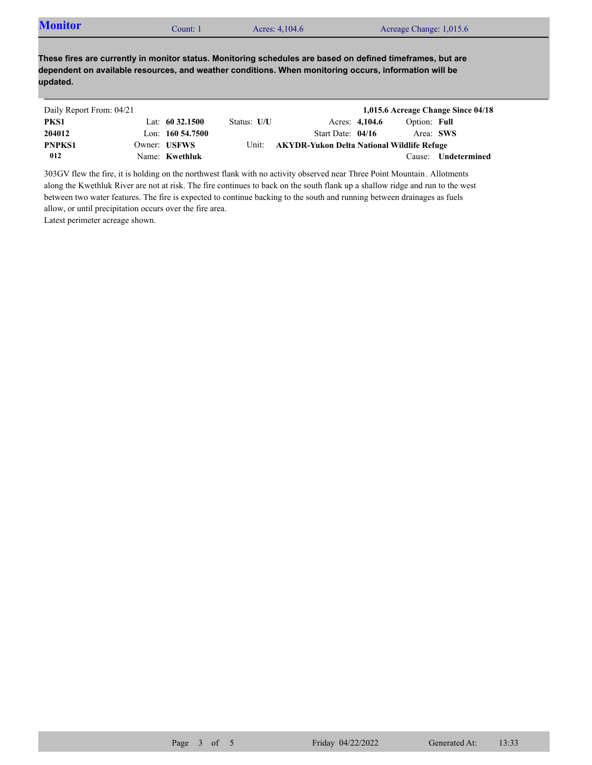## Monitor

Count: 1 | Acres: 4,104.6 | Acreage Change: 1,015.6

**These fires are currently in monitor status. Monitoring schedules are based on defined timeframes, but are dependent on available resources, and weather conditions. When monitoring occurs, information will be updated.**

Daily Report From: 04/21 **1,015.6 Acreage Change Since 04/18**

| | | | | |
|---|---|---|---|---|
| **PKS1** | Lat: **60 32.1500** | Status: **U/U** | Acres: **4,104.6** | Option: **Full** |
| **204012** | Lon: **160 54.7500** | | Start Date: **04/16** | Area: **SWS** |
| **PNPKS1** | Owner: **USFWS** | Unit: **AKYDR-Yukon Delta National Wildlife Refuge** | | |
| **012** | Name: **Kwethluk** | | | Cause: **Undetermined** |

303GV flew the fire, it is holding on the northwest flank with no activity observed near Three Point Mountain. Allotments along the Kwethluk River are not at risk. The fire continues to back on the south flank up a shallow ridge and run to the west between two water features. The fire is expected to continue backing to the south and running between drainages as fuels allow, or until precipitation occurs over the fire area.
Latest perimeter acreage shown.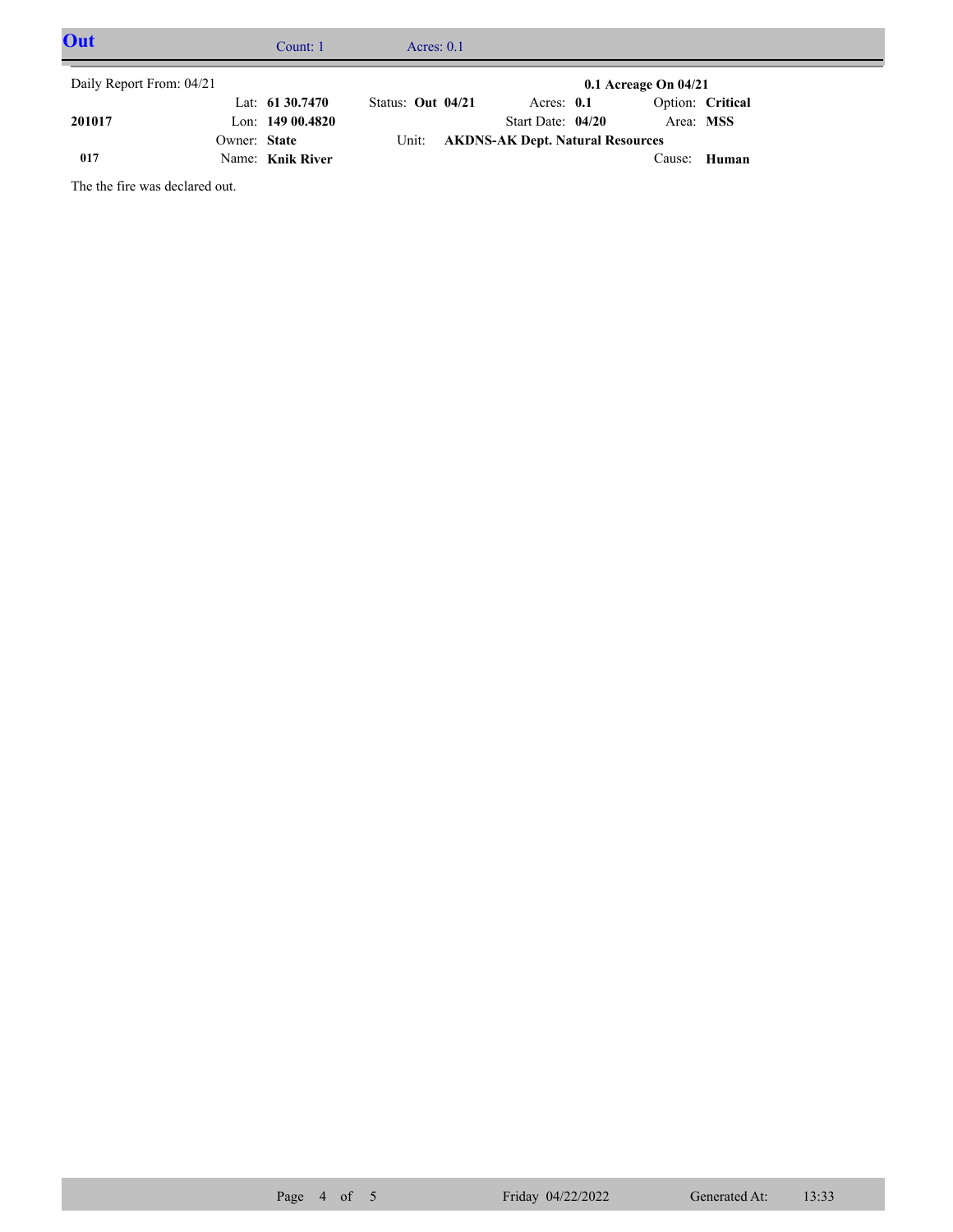## Out

Count: 1 Acres: 0.1

Daily Report From: 04/21

**0.1 Acreage On 04/21**

| | | | | |
|---|---|---|---|---|
| **201017** | Lat: **61 30.7470** | Status: **Out 04/21** | Acres: **0.1** | Option: **Critical** |
| | Lon: **149 00.4820** | | Start Date: **04/20** | Area: **MSS** |
| | Owner: **State** | Unit: **AKDNS-AK Dept. Natural Resources** | | |
| **017** | Name: **Knik River** | | | Cause: **Human** |

The the fire was declared out.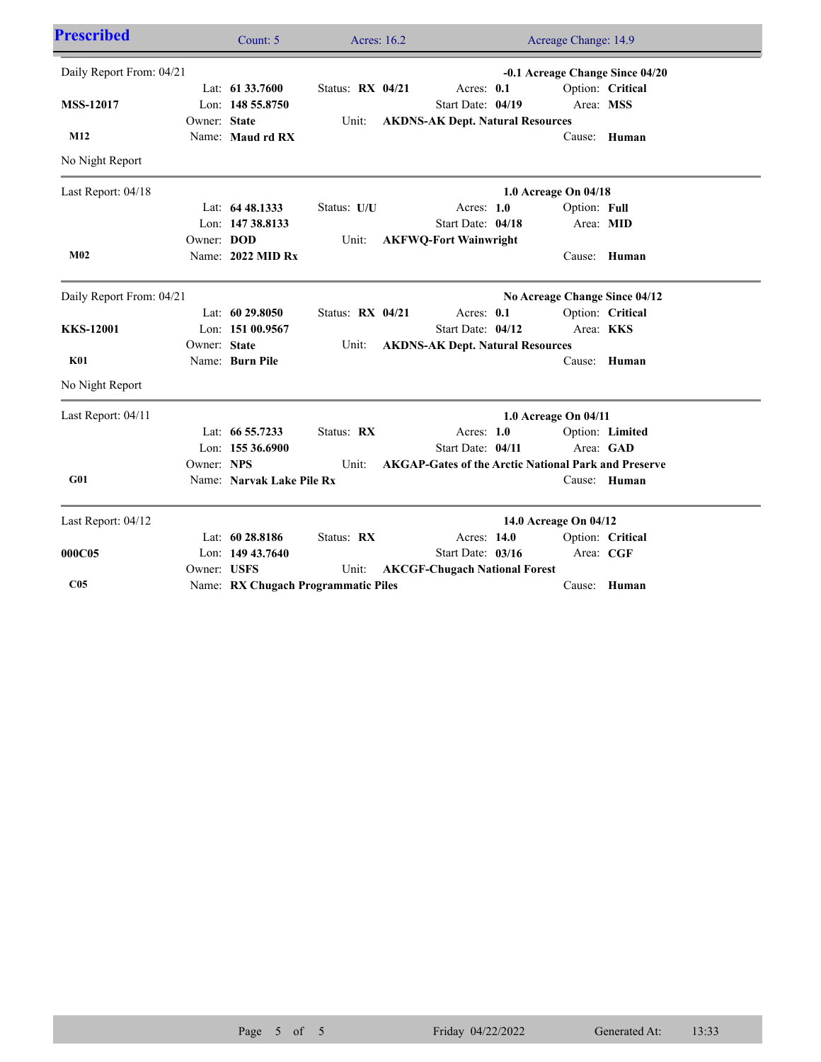## Prescribed

Count: 5 | Acres: 16.2 | Acreage Change: 14.9

---

Daily Report From: 04/21

**-0.1 Acreage Change Since 04/20**

| | | | | |
|---|---|---|---|---|
| | Lat: **61 33.7600** | Status: **RX 04/21** | Acres: **0.1** | Option: **Critical** |
| **MSS-12017** | Lon: **148 55.8750** | | Start Date: **04/19** | Area: **MSS** |
| | Owner: **State** | Unit: **AKDNS-AK Dept. Natural Resources** | | |
| **M12** | Name: **Maud rd RX** | | | Cause: **Human** |

No Night Report

---

Last Report: 04/18

**1.0 Acreage On 04/18**

| | | | | |
|---|---|---|---|---|
| | Lat: **64 48.1333** | Status: **U/U** | Acres: **1.0** | Option: **Full** |
| | Lon: **147 38.8133** | | Start Date: **04/18** | Area: **MID** |
| | Owner: **DOD** | Unit: **AKFWQ-Fort Wainwright** | | |
| **M02** | Name: **2022 MID Rx** | | | Cause: **Human** |

---

Daily Report From: 04/21

**No Acreage Change Since 04/12**

| | | | | |
|---|---|---|---|---|
| | Lat: **60 29.8050** | Status: **RX 04/21** | Acres: **0.1** | Option: **Critical** |
| **KKS-12001** | Lon: **151 00.9567** | | Start Date: **04/12** | Area: **KKS** |
| | Owner: **State** | Unit: **AKDNS-AK Dept. Natural Resources** | | |
| **K01** | Name: **Burn Pile** | | | Cause: **Human** |

No Night Report

---

Last Report: 04/11

**1.0 Acreage On 04/11**

| | | | | |
|---|---|---|---|---|
| | Lat: **66 55.7233** | Status: **RX** | Acres: **1.0** | Option: **Limited** |
| | Lon: **155 36.6900** | | Start Date: **04/11** | Area: **GAD** |
| | Owner: **NPS** | Unit: **AKGAP-Gates of the Arctic National Park and Preserve** | | |
| **G01** | Name: **Narvak Lake Pile Rx** | | | Cause: **Human** |

---

Last Report: 04/12

**14.0 Acreage On 04/12**

| | | | | |
|---|---|---|---|---|
| | Lat: **60 28.8186** | Status: **RX** | Acres: **14.0** | Option: **Critical** |
| **000C05** | Lon: **149 43.7640** | | Start Date: **03/16** | Area: **CGF** |
| | Owner: **USFS** | Unit: **AKCGF-Chugach National Forest** | | |
| **C05** | Name: **RX Chugach Programmatic Piles** | | | Cause: **Human** |

Friday 04/22/2022 — Generated At: 13:33